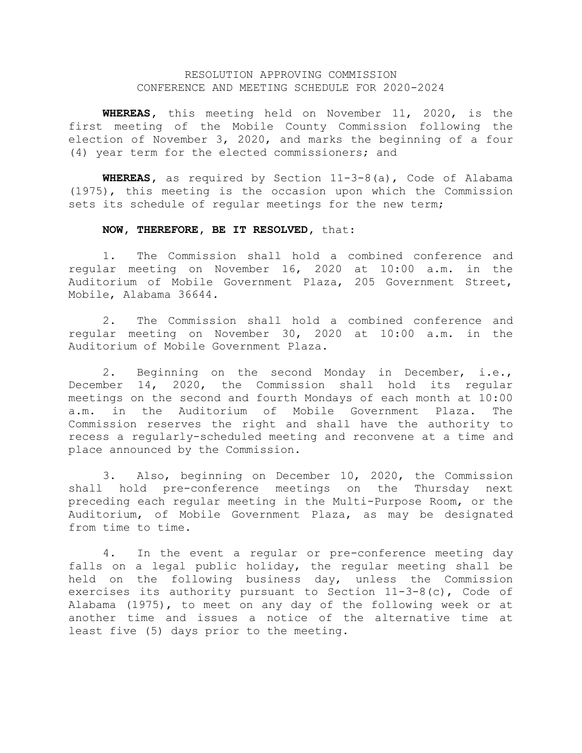# RESOLUTION APPROVING COMMISSION CONFERENCE AND MEETING SCHEDULE FOR 2020-2024

**WHEREAS**, this meeting held on November 11, 2020, is the first meeting of the Mobile County Commission following the election of November 3, 2020, and marks the beginning of a four (4) year term for the elected commissioners; and

**WHEREAS**, as required by Section 11-3-8(a), Code of Alabama (1975), this meeting is the occasion upon which the Commission sets its schedule of regular meetings for the new term;

**NOW, THEREFORE, BE IT RESOLVED**, that:

1. The Commission shall hold a combined conference and regular meeting on November 16, 2020 at 10:00 a.m. in the Auditorium of Mobile Government Plaza, 205 Government Street, Mobile, Alabama 36644.

2. The Commission shall hold a combined conference and regular meeting on November 30, 2020 at 10:00 a.m. in the Auditorium of Mobile Government Plaza.

2. Beginning on the second Monday in December, i.e., December 14, 2020, the Commission shall hold its regular meetings on the second and fourth Mondays of each month at 10:00 a.m. in the Auditorium of Mobile Government Plaza. The Commission reserves the right and shall have the authority to recess a regularly-scheduled meeting and reconvene at a time and place announced by the Commission.

3. Also, beginning on December 10, 2020, the Commission shall hold pre-conference meetings on the Thursday next preceding each regular meeting in the Multi-Purpose Room, or the Auditorium, of Mobile Government Plaza, as may be designated from time to time.

4. In the event a regular or pre-conference meeting day falls on a legal public holiday, the regular meeting shall be held on the following business day, unless the Commission exercises its authority pursuant to Section 11-3-8(c), Code of Alabama (1975), to meet on any day of the following week or at another time and issues a notice of the alternative time at least five (5) days prior to the meeting.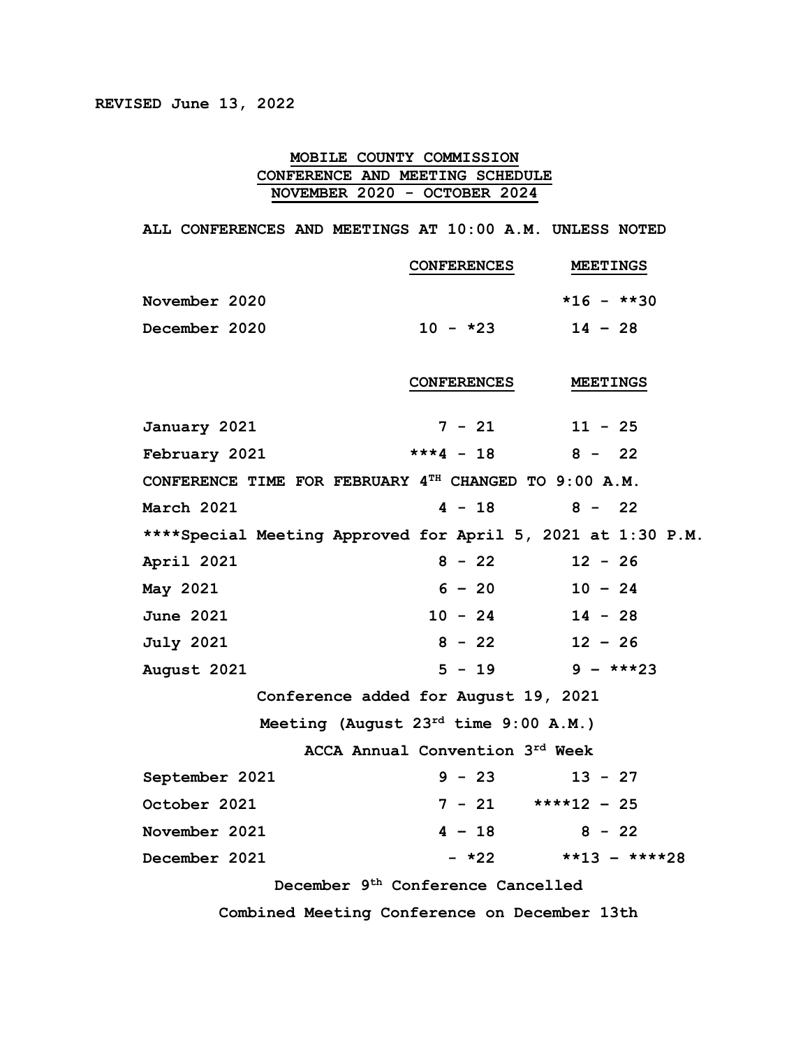REVISED June 13, 2022

# MOBILE COUNTY COMMISSION
## CONFERENCE AND MEETING SCHEDULE
## NOVEMBER 2020 - OCTOBER 2024

**ALL CONFERENCES AND MEETINGS AT 10:00 A.M. UNLESS NOTED**

| | CONFERENCES | MEETINGS |
|---|---|---|
| November 2020 | | *16 - **30 |
| December 2020 | 10 - *23 | 14 – 28 |

| | CONFERENCES | MEETINGS |
|---|---|---|
| January 2021 | 7 - 21 | 11 - 25 |
| February 2021 | ***4 - 18 | 8 - 22 |
| CONFERENCE TIME FOR FEBRUARY 4TH CHANGED TO 9:00 A.M. | | |
| March 2021 | 4 - 18 | 8 - 22 |
| ****Special Meeting Approved for April 5, 2021 at 1:30 P.M. | | |
| April 2021 | 8 - 22 | 12 - 26 |
| May 2021 | 6 – 20 | 10 – 24 |
| June 2021 | 10 - 24 | 14 - 28 |
| July 2021 | 8 - 22 | 12 - 26 |
| August 2021 | 5 - 19 | 9 – ***23 |
| Conference added for August 19, 2021 | | |
| Meeting (August 23rd time 9:00 A.M.) | | |
| ACCA Annual Convention 3rd Week | | |
| September 2021 | 9 - 23 | 13 - 27 |
| October 2021 | 7 - 21 | ****12 - 25 |
| November 2021 | 4 – 18 | 8 - 22 |
| December 2021 | - *22 | **13 – ****28 |
| December 9th Conference Cancelled | | |
| Combined Meeting Conference on December 13th | | |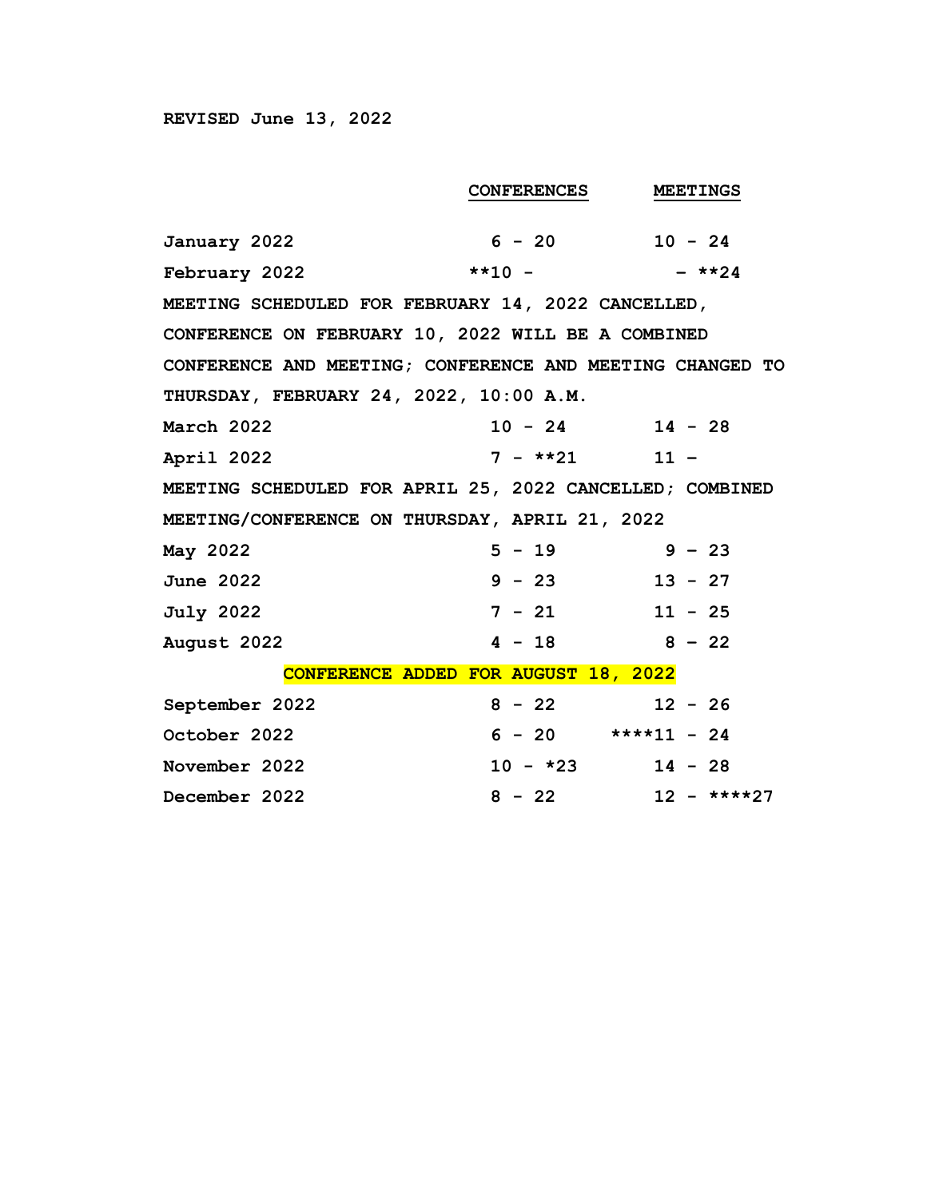**REVISED June 13, 2022**

| | CONFERENCES | MEETINGS |
|---|---|---|
| **January 2022** | 6 - 20 | 10 - 24 |
| **February 2022** | **10 - | – **24 |

**MEETING SCHEDULED FOR FEBRUARY 14, 2022 CANCELLED, CONFERENCE ON FEBRUARY 10, 2022 WILL BE A COMBINED CONFERENCE AND MEETING; CONFERENCE AND MEETING CHANGED TO THURSDAY, FEBRUARY 24, 2022, 10:00 A.M.**

| | CONFERENCES | MEETINGS |
|---|---|---|
| **March 2022** | 10 - 24 | 14 - 28 |
| **April 2022** | 7 - **21 | 11 – |

**MEETING SCHEDULED FOR APRIL 25, 2022 CANCELLED; COMBINED MEETING/CONFERENCE ON THURSDAY, APRIL 21, 2022**

| | CONFERENCES | MEETINGS |
|---|---|---|
| **May 2022** | 5 - 19 | 9 – 23 |
| **June 2022** | 9 - 23 | 13 - 27 |
| **July 2022** | 7 - 21 | 11 - 25 |
| **August 2022** | 4 - 18 | 8 – 22 |

**CONFERENCE ADDED FOR AUGUST 18, 2022**

| | CONFERENCES | MEETINGS |
|---|---|---|
| **September 2022** | 8 - 22 | 12 - 26 |
| **October 2022** | 6 - 20 | ****11 - 24 |
| **November 2022** | 10 - *23 | 14 - 28 |
| **December 2022** | 8 - 22 | 12 - ****27 |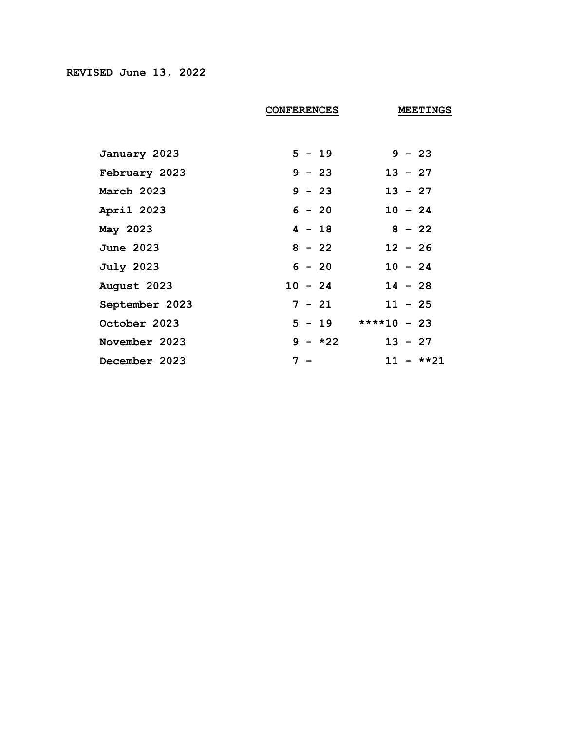**REVISED June 13, 2022**

| | CONFERENCES | MEETINGS |
|---|---|---|
| January 2023 | 5 - 19 | 9 - 23 |
| February 2023 | 9 - 23 | 13 - 27 |
| March 2023 | 9 - 23 | 13 - 27 |
| April 2023 | 6 - 20 | 10 – 24 |
| May 2023 | 4 - 18 | 8 – 22 |
| June 2023 | 8 - 22 | 12 - 26 |
| July 2023 | 6 - 20 | 10 - 24 |
| August 2023 | 10 - 24 | 14 - 28 |
| September 2023 | 7 - 21 | 11 - 25 |
| October 2023 | 5 - 19 | ****10 - 23 |
| November 2023 | 9 - *22 | 13 - 27 |
| December 2023 | 7 – | 11 – **21 |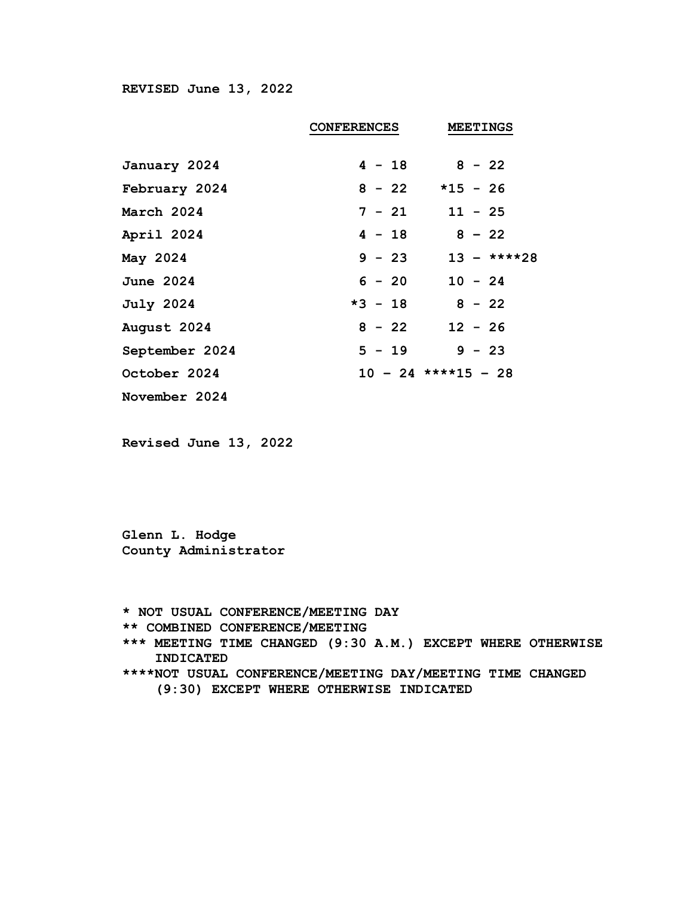REVISED June 13, 2022

| | CONFERENCES | MEETINGS |
|---|---|---|
| January 2024 | 4 - 18 | 8 - 22 |
| February 2024 | 8 - 22 | *15 - 26 |
| March 2024 | 7 - 21 | 11 - 25 |
| April 2024 | 4 - 18 | 8 - 22 |
| May 2024 | 9 - 23 | 13 – ****28 |
| June 2024 | 6 - 20 | 10 - 24 |
| July 2024 | *3 - 18 | 8 - 22 |
| August 2024 | 8 - 22 | 12 - 26 |
| September 2024 | 5 - 19 | 9 - 23 |
| October 2024 | 10 – 24 | ****15 – 28 |
| November 2024 | | |

Revised June 13, 2022

Glenn L. Hodge
County Administrator

\* NOT USUAL CONFERENCE/MEETING DAY
** COMBINED CONFERENCE/MEETING
*** MEETING TIME CHANGED (9:30 A.M.) EXCEPT WHERE OTHERWISE INDICATED
****NOT USUAL CONFERENCE/MEETING DAY/MEETING TIME CHANGED (9:30) EXCEPT WHERE OTHERWISE INDICATED